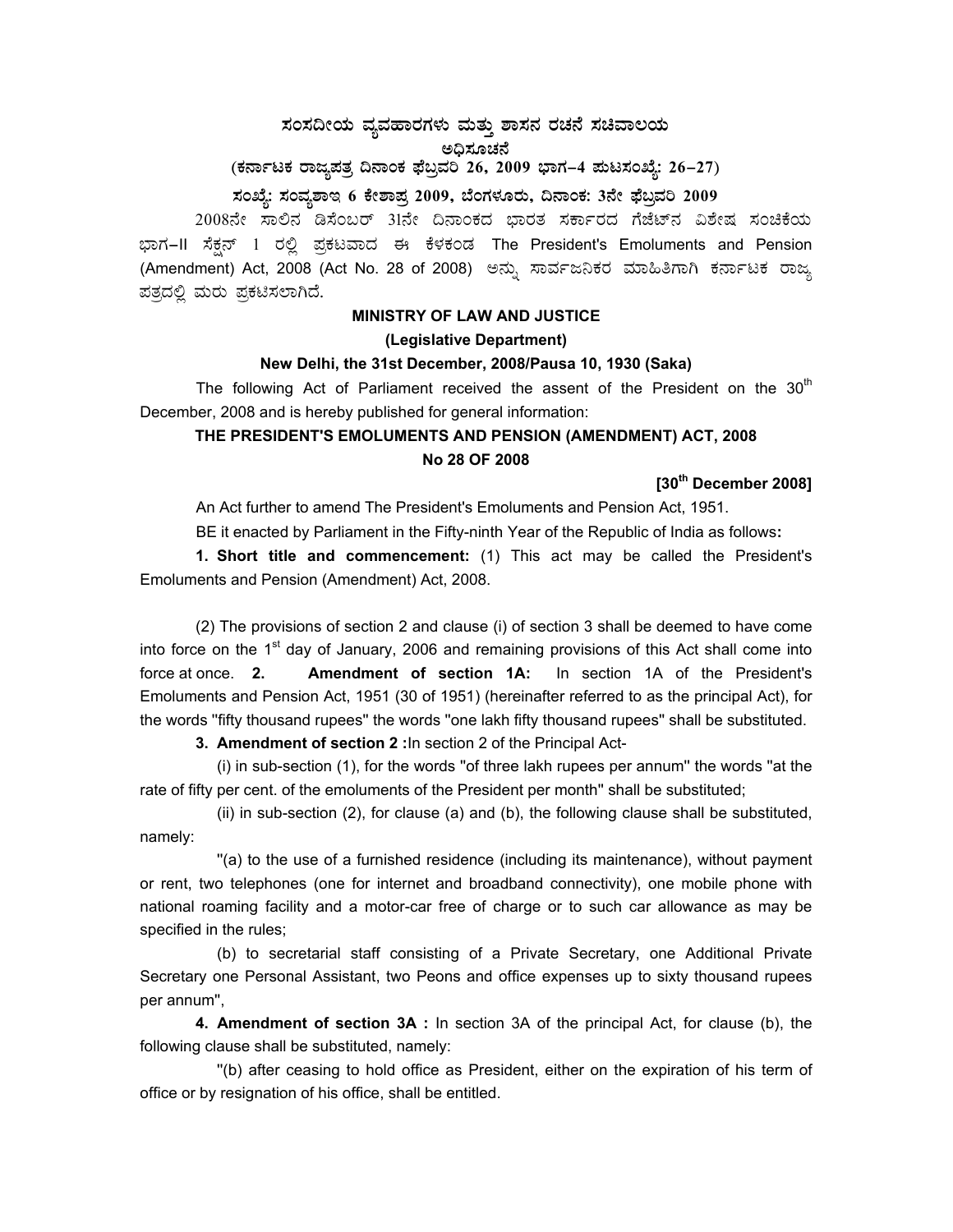# ಸಂಸದೀಯ ವ್ಯವಹಾರಗಳು ಮತ್ತು ಶಾಸನ ರಚನೆ ಸಚಿವಾಲಯ

## ಅಧಿಸೂಚನೆ

**(ಕರ್ನಾಟಕ ರಾಜ್ಯಪತ್ರ ದಿನಾಂಕ ಫೆಬ್ರವರಿ 26, 2009 ಭಾಗ-4 ಪುಟಸಂಖ್ಯೆ: 26-27)**

**ಸಂಖ್ಯೆ: ಸಂವ್ಯಶಾಇ 6 ಕೇಶಾಪ್ರ 2009, ಬೆಂಗಳೂರು, ದಿನಾಂಕ: 3ನೇ ಫೆಬ್ರವರಿ 2009**

2008ನೇ ಸಾಲಿನ ಡಿಸೆಂಬರ್ 31ನೇ ದಿನಾಂಕದ ಭಾರತ ಸರ್ಕಾರದ ಗೆಜೆಟ್‌ನ ವಿಶೇಷ ಸಂಚಿಕೆಯ ಭಾಗ-II ಸೆಕ್ಷನ್ 1 ರಲ್ಲಿ ಪ್ರಕಟವಾದ ಈ ಕೆಳಕಂಡ The President's Emoluments and Pension (Amendment) Act, 2008 (Act No. 28 of 2008) ಅನ್ನು ಸಾರ್ವಜನಿಕರ ಮಾಹಿತಿಗಾಗಿ ಕರ್ನಾಟಕ ರಾಜ್ಯ ಪತ್ರದಲ್ಲಿ ಮರು ಪ್ರಕಟಿಸಲಾಗಿದೆ.

**MINISTRY OF LAW AND JUSTICE**

**(Legislative Department)**

**New Delhi, the 31st December, 2008/Pausa 10, 1930 (Saka)**

The following Act of Parliament received the assent of the President on the 30th December, 2008 and is hereby published for general information:

**THE PRESIDENT'S EMOLUMENTS AND PENSION (AMENDMENT) ACT, 2008**
**No 28 OF 2008**

**[30th December 2008]**

An Act further to amend The President's Emoluments and Pension Act, 1951.

BE it enacted by Parliament in the Fifty-ninth Year of the Republic of India as follows**:**

**1. Short title and commencement:** (1) This act may be called the President's Emoluments and Pension (Amendment) Act, 2008.

(2) The provisions of section 2 and clause (i) of section 3 shall be deemed to have come into force on the 1st day of January, 2006 and remaining provisions of this Act shall come into force at once. **2. Amendment of section 1A:** In section 1A of the President's Emoluments and Pension Act, 1951 (30 of 1951) (hereinafter referred to as the principal Act), for the words "fifty thousand rupees" the words "one lakh fifty thousand rupees" shall be substituted.

**3. Amendment of section 2 :**In section 2 of the Principal Act-

(i) in sub-section (1), for the words "of three lakh rupees per annum" the words "at the rate of fifty per cent. of the emoluments of the President per month" shall be substituted;

(ii) in sub-section (2), for clause (a) and (b), the following clause shall be substituted, namely:

"(a) to the use of a furnished residence (including its maintenance), without payment or rent, two telephones (one for internet and broadband connectivity), one mobile phone with national roaming facility and a motor-car free of charge or to such car allowance as may be specified in the rules;

(b) to secretarial staff consisting of a Private Secretary, one Additional Private Secretary one Personal Assistant, two Peons and office expenses up to sixty thousand rupees per annum",

**4. Amendment of section 3A :** In section 3A of the principal Act, for clause (b), the following clause shall be substituted, namely:

"(b) after ceasing to hold office as President, either on the expiration of his term of office or by resignation of his office, shall be entitled.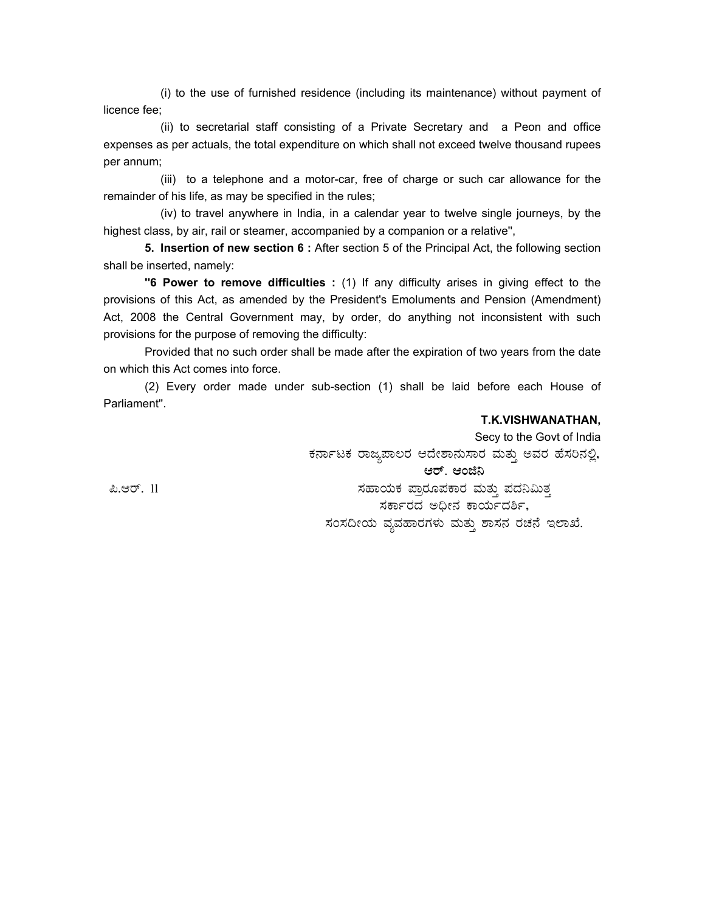(i) to the use of furnished residence (including its maintenance) without payment of licence fee;

(ii) to secretarial staff consisting of a Private Secretary and a Peon and office expenses as per actuals, the total expenditure on which shall not exceed twelve thousand rupees per annum;

(iii) to a telephone and a motor-car, free of charge or such car allowance for the remainder of his life, as may be specified in the rules;

(iv) to travel anywhere in India, in a calendar year to twelve single journeys, by the highest class, by air, rail or steamer, accompanied by a companion or a relative",

**5. Insertion of new section 6 :** After section 5 of the Principal Act, the following section shall be inserted, namely:

**"6 Power to remove difficulties :** (1) If any difficulty arises in giving effect to the provisions of this Act, as amended by the President's Emoluments and Pension (Amendment) Act, 2008 the Central Government may, by order, do anything not inconsistent with such provisions for the purpose of removing the difficulty:

Provided that no such order shall be made after the expiration of two years from the date on which this Act comes into force.

(2) Every order made under sub-section (1) shall be laid before each House of Parliament".

**T.K.VISHWANATHAN,**
Secy to the Govt of India

ಕರ್ನಾಟಕ ರಾಜ್ಯಪಾಲರ ಆದೇಶಾನುಸಾರ ಮತ್ತು ಅವರ ಹೆಸರಿನಲ್ಲಿ,
**ಆರ್. ಆಂಜಿನಿ**
ಸಹಾಯಕ ಪ್ರಾರೂಪಕಾರ ಮತ್ತು ಪದನಿಮಿತ್ತ
ಸರ್ಕಾರದ ಅಧೀನ ಕಾರ್ಯದರ್ಶಿ,
ಸಂಸದೀಯ ವ್ಯವಹಾರಗಳು ಮತ್ತು ಶಾಸನ ರಚನೆ ಇಲಾಖೆ.

ಪಿ.ಆರ್. 11